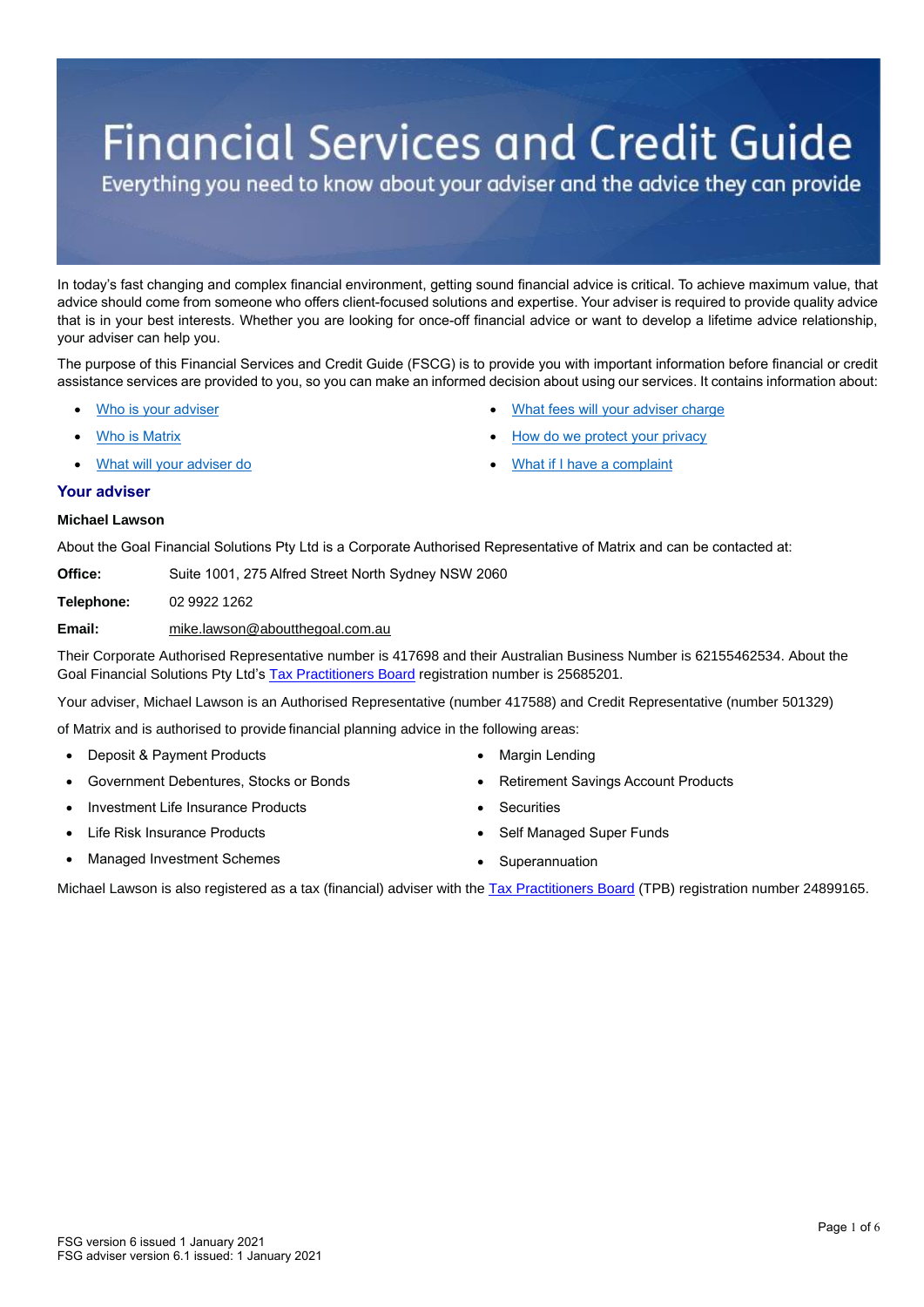# Financial Services and Credit Guide

Everything you need to know about your adviser and the advice they can provide

In today's fast changing and complex financial environment, getting sound financial advice is critical. To achieve maximum value, that advice should come from someone who offers client-focused solutions and expertise. Your adviser is required to provide quality advice that is in your best interests. Whether you are looking for once-off financial advice or want to develop a lifetime advice relationship, your adviser can help you.

The purpose of this Financial Services and Credit Guide (FSCG) is to provide you with important information before financial or credit assistance services are provided to you, so you can make an informed decision about using our services. It contains information about:

- Who is your adviser
- Who is Matrix
- What will your adviser do
- What fees will your adviser charge
- How do we protect your privacy
- What if I have a complaint

## Your adviser

**Michael Lawson**

About the Goal Financial Solutions Pty Ltd is a Corporate Authorised Representative of Matrix and can be contacted at:

**Office:** Suite 1001, 275 Alfred Street North Sydney NSW 2060

**Telephone:** 02 9922 1262

**Email:** mike.lawson@aboutthegoal.com.au

Their Corporate Authorised Representative number is 417698 and their Australian Business Number is 62155462534. About the Goal Financial Solutions Pty Ltd's Tax Practitioners Board registration number is 25685201.

Your adviser, Michael Lawson is an Authorised Representative (number 417588) and Credit Representative (number 501329) of Matrix and is authorised to provide financial planning advice in the following areas:

- Deposit & Payment Products
- Government Debentures, Stocks or Bonds
- Investment Life Insurance Products
- Life Risk Insurance Products
- Managed Investment Schemes
- Margin Lending
- Retirement Savings Account Products
- Securities
- Self Managed Super Funds
- Superannuation

Michael Lawson is also registered as a tax (financial) adviser with the Tax Practitioners Board (TPB) registration number 24899165.

FSG version 6 issued 1 January 2021
FSG adviser version 6.1 issued: 1 January 2021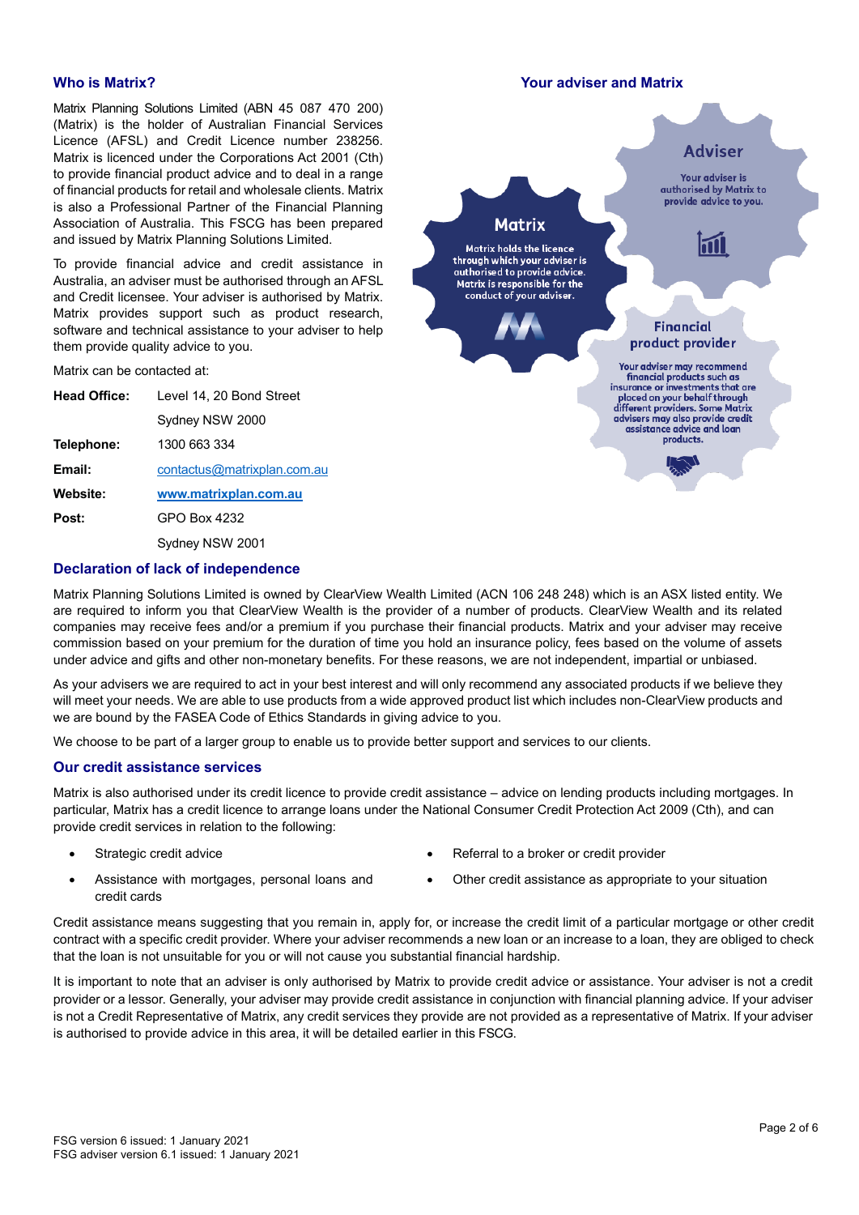## Who is Matrix?

Matrix Planning Solutions Limited (ABN 45 087 470 200) (Matrix) is the holder of Australian Financial Services Licence (AFSL) and Credit Licence number 238256. Matrix is licenced under the Corporations Act 2001 (Cth) to provide financial product advice and to deal in a range of financial products for retail and wholesale clients. Matrix is also a Professional Partner of the Financial Planning Association of Australia. This FSCG has been prepared and issued by Matrix Planning Solutions Limited.

To provide financial advice and credit assistance in Australia, an adviser must be authorised through an AFSL and Credit licensee. Your adviser is authorised by Matrix. Matrix provides support such as product research, software and technical assistance to your adviser to help them provide quality advice to you.

Matrix can be contacted at:

| | |
|---|---|
| **Head Office:** | Level 14, 20 Bond Street |
| | Sydney NSW 2000 |
| **Telephone:** | 1300 663 334 |
| **Email:** | contactus@matrixplan.com.au |
| **Website:** | **www.matrixplan.com.au** |
| **Post:** | GPO Box 4232 |
| | Sydney NSW 2001 |

## Your adviser and Matrix

**Matrix**

Matrix holds the licence through which your adviser is authorised to provide advice. Matrix is responsible for the conduct of your adviser.

**Adviser**

Your adviser is authorised by Matrix to provide advice to you.

**Financial product provider**

Your adviser may recommend financial products such as insurance or investments that are placed on your behalf through different providers. Some Matrix advisers may also provide credit assistance advice and loan products.

## Declaration of lack of independence

Matrix Planning Solutions Limited is owned by ClearView Wealth Limited (ACN 106 248 248) which is an ASX listed entity. We are required to inform you that ClearView Wealth is the provider of a number of products. ClearView Wealth and its related companies may receive fees and/or a premium if you purchase their financial products. Matrix and your adviser may receive commission based on your premium for the duration of time you hold an insurance policy, fees based on the volume of assets under advice and gifts and other non-monetary benefits. For these reasons, we are not independent, impartial or unbiased.

As your advisers we are required to act in your best interest and will only recommend any associated products if we believe they will meet your needs. We are able to use products from a wide approved product list which includes non-ClearView products and we are bound by the FASEA Code of Ethics Standards in giving advice to you.

We choose to be part of a larger group to enable us to provide better support and services to our clients.

## Our credit assistance services

Matrix is also authorised under its credit licence to provide credit assistance – advice on lending products including mortgages. In particular, Matrix has a credit licence to arrange loans under the National Consumer Credit Protection Act 2009 (Cth), and can provide credit services in relation to the following:

- Strategic credit advice
- Assistance with mortgages, personal loans and credit cards
- Referral to a broker or credit provider
- Other credit assistance as appropriate to your situation

Credit assistance means suggesting that you remain in, apply for, or increase the credit limit of a particular mortgage or other credit contract with a specific credit provider. Where your adviser recommends a new loan or an increase to a loan, they are obliged to check that the loan is not unsuitable for you or will not cause you substantial financial hardship.

It is important to note that an adviser is only authorised by Matrix to provide credit advice or assistance. Your adviser is not a credit provider or a lessor. Generally, your adviser may provide credit assistance in conjunction with financial planning advice. If your adviser is not a Credit Representative of Matrix, any credit services they provide are not provided as a representative of Matrix. If your adviser is authorised to provide advice in this area, it will be detailed earlier in this FSCG.

FSG version 6 issued: 1 January 2021
FSG adviser version 6.1 issued: 1 January 2021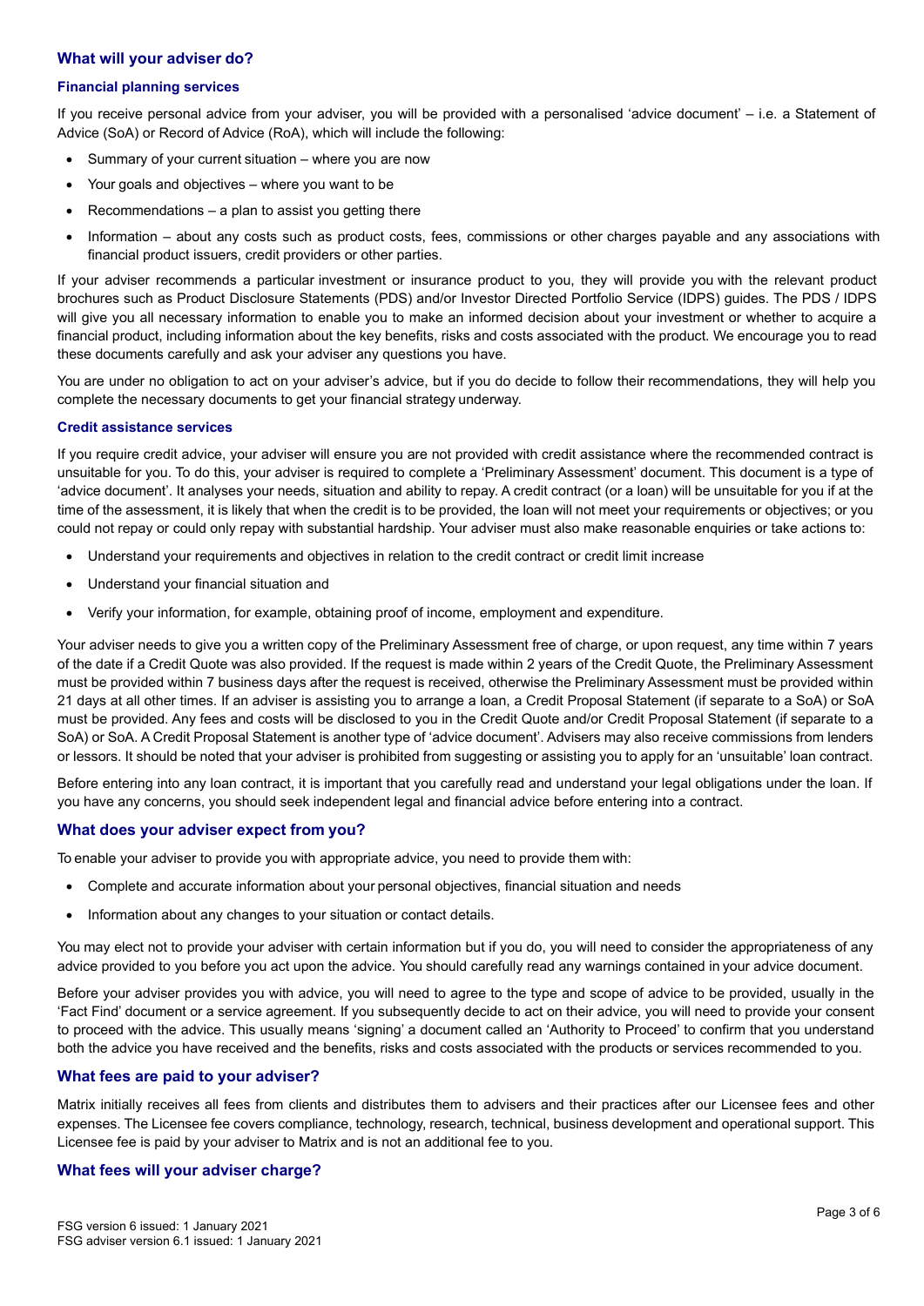## What will your adviser do?

### Financial planning services

If you receive personal advice from your adviser, you will be provided with a personalised 'advice document' – i.e. a Statement of Advice (SoA) or Record of Advice (RoA), which will include the following:

- Summary of your current situation – where you are now
- Your goals and objectives – where you want to be
- Recommendations – a plan to assist you getting there
- Information – about any costs such as product costs, fees, commissions or other charges payable and any associations with financial product issuers, credit providers or other parties.

If your adviser recommends a particular investment or insurance product to you, they will provide you with the relevant product brochures such as Product Disclosure Statements (PDS) and/or Investor Directed Portfolio Service (IDPS) guides. The PDS / IDPS will give you all necessary information to enable you to make an informed decision about your investment or whether to acquire a financial product, including information about the key benefits, risks and costs associated with the product. We encourage you to read these documents carefully and ask your adviser any questions you have.

You are under no obligation to act on your adviser's advice, but if you do decide to follow their recommendations, they will help you complete the necessary documents to get your financial strategy underway.

### Credit assistance services

If you require credit advice, your adviser will ensure you are not provided with credit assistance where the recommended contract is unsuitable for you. To do this, your adviser is required to complete a 'Preliminary Assessment' document. This document is a type of 'advice document'. It analyses your needs, situation and ability to repay. A credit contract (or a loan) will be unsuitable for you if at the time of the assessment, it is likely that when the credit is to be provided, the loan will not meet your requirements or objectives; or you could not repay or could only repay with substantial hardship. Your adviser must also make reasonable enquiries or take actions to:

- Understand your requirements and objectives in relation to the credit contract or credit limit increase
- Understand your financial situation and
- Verify your information, for example, obtaining proof of income, employment and expenditure.

Your adviser needs to give you a written copy of the Preliminary Assessment free of charge, or upon request, any time within 7 years of the date if a Credit Quote was also provided. If the request is made within 2 years of the Credit Quote, the Preliminary Assessment must be provided within 7 business days after the request is received, otherwise the Preliminary Assessment must be provided within 21 days at all other times. If an adviser is assisting you to arrange a loan, a Credit Proposal Statement (if separate to a SoA) or SoA must be provided. Any fees and costs will be disclosed to you in the Credit Quote and/or Credit Proposal Statement (if separate to a SoA) or SoA. A Credit Proposal Statement is another type of 'advice document'. Advisers may also receive commissions from lenders or lessors. It should be noted that your adviser is prohibited from suggesting or assisting you to apply for an 'unsuitable' loan contract.

Before entering into any loan contract, it is important that you carefully read and understand your legal obligations under the loan. If you have any concerns, you should seek independent legal and financial advice before entering into a contract.

## What does your adviser expect from you?

To enable your adviser to provide you with appropriate advice, you need to provide them with:

- Complete and accurate information about your personal objectives, financial situation and needs
- Information about any changes to your situation or contact details.

You may elect not to provide your adviser with certain information but if you do, you will need to consider the appropriateness of any advice provided to you before you act upon the advice. You should carefully read any warnings contained in your advice document.

Before your adviser provides you with advice, you will need to agree to the type and scope of advice to be provided, usually in the 'Fact Find' document or a service agreement. If you subsequently decide to act on their advice, you will need to provide your consent to proceed with the advice. This usually means 'signing' a document called an 'Authority to Proceed' to confirm that you understand both the advice you have received and the benefits, risks and costs associated with the products or services recommended to you.

## What fees are paid to your adviser?

Matrix initially receives all fees from clients and distributes them to advisers and their practices after our Licensee fees and other expenses. The Licensee fee covers compliance, technology, research, technical, business development and operational support. This Licensee fee is paid by your adviser to Matrix and is not an additional fee to you.

## What fees will your adviser charge?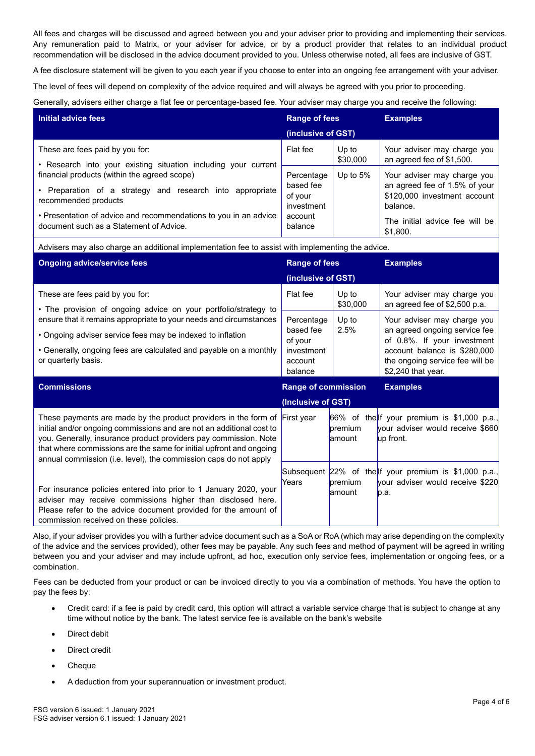All fees and charges will be discussed and agreed between you and your adviser prior to providing and implementing their services. Any remuneration paid to Matrix, or your adviser for advice, or by a product provider that relates to an individual product recommendation will be disclosed in the advice document provided to you. Unless otherwise noted, all fees are inclusive of GST.

A fee disclosure statement will be given to you each year if you choose to enter into an ongoing fee arrangement with your adviser.

The level of fees will depend on complexity of the advice required and will always be agreed with you prior to proceeding.

Generally, advisers either charge a flat fee or percentage-based fee. Your adviser may charge you and receive the following:

| **Initial advice fees** | **Range of fees (inclusive of GST)** | | **Examples** |
|---|---|---|---|
| These are fees paid by you for:<br>• Research into your existing situation including your current financial products (within the agreed scope)<br>• Preparation of a strategy and research into appropriate recommended products<br>• Presentation of advice and recommendations to you in an advice document such as a Statement of Advice. | Flat fee | Up to $30,000 | Your adviser may charge you an agreed fee of $1,500. |
| | Percentage based fee of your investment account balance | Up to 5% | Your adviser may charge you an agreed fee of 1.5% of your $120,000 investment account balance.<br>The initial advice fee will be $1,800. |
| Advisers may also charge an additional implementation fee to assist with implementing the advice. | | | |
| **Ongoing advice/service fees** | **Range of fees (inclusive of GST)** | | **Examples** |
| These are fees paid by you for:<br>• The provision of ongoing advice on your portfolio/strategy to ensure that it remains appropriate to your needs and circumstances<br>• Ongoing adviser service fees may be indexed to inflation<br>• Generally, ongoing fees are calculated and payable on a monthly or quarterly basis. | Flat fee | Up to $30,000 | Your adviser may charge you an agreed fee of $2,500 p.a. |
| | Percentage based fee of your investment account balance | Up to 2.5% | Your adviser may charge you an agreed ongoing service fee of 0.8%. If your investment account balance is $280,000 the ongoing service fee will be $2,240 that year. |
| **Commissions** | **Range of commission (Inclusive of GST)** | | **Examples** |
| These payments are made by the product providers in the form of initial and/or ongoing commissions and are not an additional cost to you. Generally, insurance product providers pay commission. Note that where commissions are the same for initial upfront and ongoing annual commission (i.e. level), the commission caps do not apply | First year | 66% of the premium amount | If your premium is $1,000 p.a., your adviser would receive $660 up front. |
| For insurance policies entered into prior to 1 January 2020, your adviser may receive commissions higher than disclosed here. Please refer to the advice document provided for the amount of commission received on these policies. | Subsequent Years | 22% of the premium amount | If your premium is $1,000 p.a., your adviser would receive $220 p.a. |

Also, if your adviser provides you with a further advice document such as a SoA or RoA (which may arise depending on the complexity of the advice and the services provided), other fees may be payable. Any such fees and method of payment will be agreed in writing between you and your adviser and may include upfront, ad hoc, execution only service fees, implementation or ongoing fees, or a combination.

Fees can be deducted from your product or can be invoiced directly to you via a combination of methods. You have the option to pay the fees by:

- Credit card: if a fee is paid by credit card, this option will attract a variable service charge that is subject to change at any time without notice by the bank. The latest service fee is available on the bank's website
- Direct debit
- Direct credit
- Cheque
- A deduction from your superannuation or investment product.

FSG version 6 issued: 1 January 2021
FSG adviser version 6.1 issued: 1 January 2021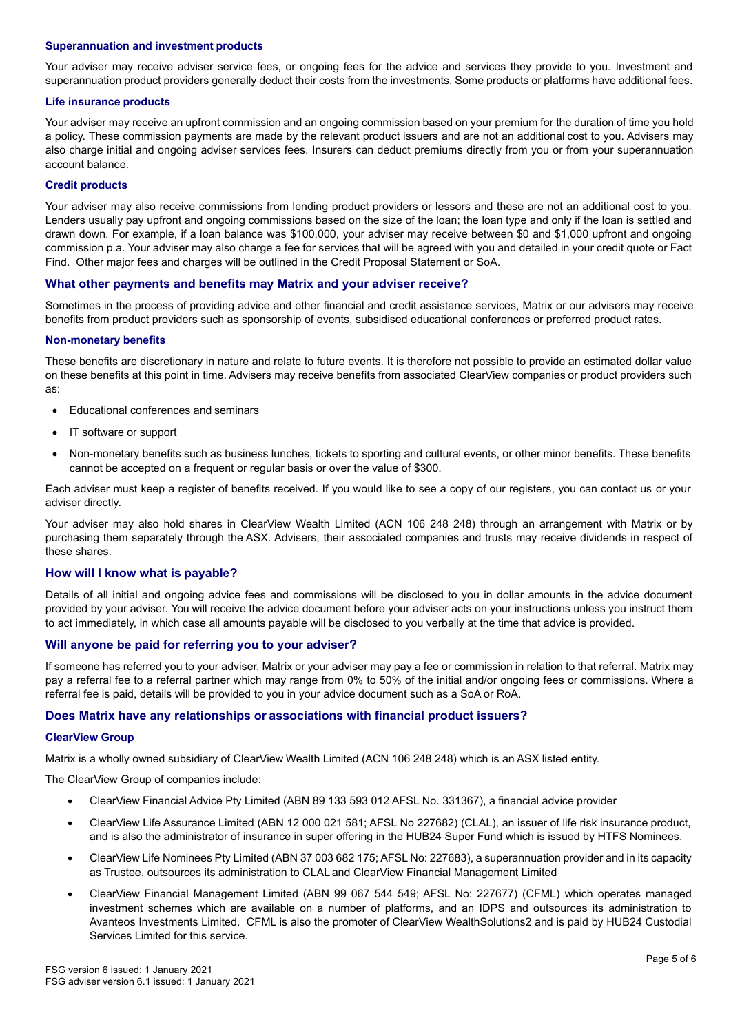### Superannuation and investment products

Your adviser may receive adviser service fees, or ongoing fees for the advice and services they provide to you. Investment and superannuation product providers generally deduct their costs from the investments. Some products or platforms have additional fees.

### Life insurance products

Your adviser may receive an upfront commission and an ongoing commission based on your premium for the duration of time you hold a policy. These commission payments are made by the relevant product issuers and are not an additional cost to you. Advisers may also charge initial and ongoing adviser services fees. Insurers can deduct premiums directly from you or from your superannuation account balance.

### Credit products

Your adviser may also receive commissions from lending product providers or lessors and these are not an additional cost to you. Lenders usually pay upfront and ongoing commissions based on the size of the loan; the loan type and only if the loan is settled and drawn down. For example, if a loan balance was $100,000, your adviser may receive between $0 and $1,000 upfront and ongoing commission p.a. Your adviser may also charge a fee for services that will be agreed with you and detailed in your credit quote or Fact Find. Other major fees and charges will be outlined in the Credit Proposal Statement or SoA.

## What other payments and benefits may Matrix and your adviser receive?

Sometimes in the process of providing advice and other financial and credit assistance services, Matrix or our advisers may receive benefits from product providers such as sponsorship of events, subsidised educational conferences or preferred product rates.

### Non-monetary benefits

These benefits are discretionary in nature and relate to future events. It is therefore not possible to provide an estimated dollar value on these benefits at this point in time. Advisers may receive benefits from associated ClearView companies or product providers such as:

- Educational conferences and seminars
- IT software or support
- Non-monetary benefits such as business lunches, tickets to sporting and cultural events, or other minor benefits. These benefits cannot be accepted on a frequent or regular basis or over the value of $300.

Each adviser must keep a register of benefits received. If you would like to see a copy of our registers, you can contact us or your adviser directly.

Your adviser may also hold shares in ClearView Wealth Limited (ACN 106 248 248) through an arrangement with Matrix or by purchasing them separately through the ASX. Advisers, their associated companies and trusts may receive dividends in respect of these shares.

## How will I know what is payable?

Details of all initial and ongoing advice fees and commissions will be disclosed to you in dollar amounts in the advice document provided by your adviser. You will receive the advice document before your adviser acts on your instructions unless you instruct them to act immediately, in which case all amounts payable will be disclosed to you verbally at the time that advice is provided.

## Will anyone be paid for referring you to your adviser?

If someone has referred you to your adviser, Matrix or your adviser may pay a fee or commission in relation to that referral. Matrix may pay a referral fee to a referral partner which may range from 0% to 50% of the initial and/or ongoing fees or commissions. Where a referral fee is paid, details will be provided to you in your advice document such as a SoA or RoA.

## Does Matrix have any relationships or associations with financial product issuers?

### ClearView Group

Matrix is a wholly owned subsidiary of ClearView Wealth Limited (ACN 106 248 248) which is an ASX listed entity.

The ClearView Group of companies include:

- ClearView Financial Advice Pty Limited (ABN 89 133 593 012 AFSL No. 331367), a financial advice provider
- ClearView Life Assurance Limited (ABN 12 000 021 581; AFSL No 227682) (CLAL), an issuer of life risk insurance product, and is also the administrator of insurance in super offering in the HUB24 Super Fund which is issued by HTFS Nominees.
- ClearView Life Nominees Pty Limited (ABN 37 003 682 175; AFSL No: 227683), a superannuation provider and in its capacity as Trustee, outsources its administration to CLAL and ClearView Financial Management Limited
- ClearView Financial Management Limited (ABN 99 067 544 549; AFSL No: 227677) (CFML) which operates managed investment schemes which are available on a number of platforms, and an IDPS and outsources its administration to Avanteos Investments Limited. CFML is also the promoter of ClearView WealthSolutions2 and is paid by HUB24 Custodial Services Limited for this service.

FSG version 6 issued: 1 January 2021
FSG adviser version 6.1 issued: 1 January 2021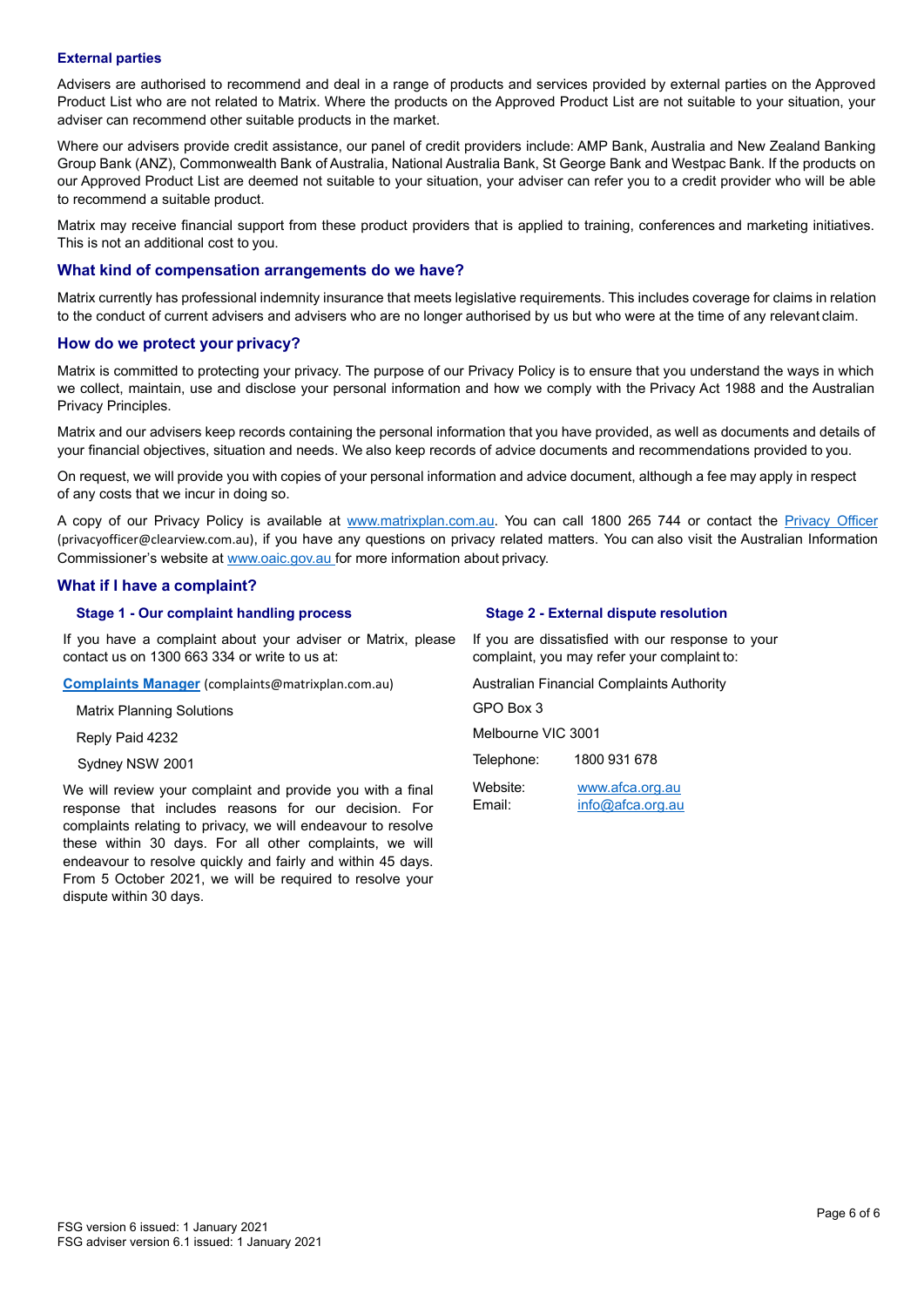### External parties

Advisers are authorised to recommend and deal in a range of products and services provided by external parties on the Approved Product List who are not related to Matrix. Where the products on the Approved Product List are not suitable to your situation, your adviser can recommend other suitable products in the market.

Where our advisers provide credit assistance, our panel of credit providers include: AMP Bank, Australia and New Zealand Banking Group Bank (ANZ), Commonwealth Bank of Australia, National Australia Bank, St George Bank and Westpac Bank. If the products on our Approved Product List are deemed not suitable to your situation, your adviser can refer you to a credit provider who will be able to recommend a suitable product.

Matrix may receive financial support from these product providers that is applied to training, conferences and marketing initiatives. This is not an additional cost to you.

## What kind of compensation arrangements do we have?

Matrix currently has professional indemnity insurance that meets legislative requirements. This includes coverage for claims in relation to the conduct of current advisers and advisers who are no longer authorised by us but who were at the time of any relevant claim.

## How do we protect your privacy?

Matrix is committed to protecting your privacy. The purpose of our Privacy Policy is to ensure that you understand the ways in which we collect, maintain, use and disclose your personal information and how we comply with the Privacy Act 1988 and the Australian Privacy Principles.

Matrix and our advisers keep records containing the personal information that you have provided, as well as documents and details of your financial objectives, situation and needs. We also keep records of advice documents and recommendations provided to you.

On request, we will provide you with copies of your personal information and advice document, although a fee may apply in respect of any costs that we incur in doing so.

A copy of our Privacy Policy is available at www.matrixplan.com.au. You can call 1800 265 744 or contact the Privacy Officer (privacyofficer@clearview.com.au), if you have any questions on privacy related matters. You can also visit the Australian Information Commissioner's website at www.oaic.gov.au for more information about privacy.

## What if I have a complaint?

### Stage 1 - Our complaint handling process

If you have a complaint about your adviser or Matrix, please contact us on 1300 663 334 or write to us at:

**Complaints Manager** (complaints@matrixplan.com.au)

Matrix Planning Solutions

Reply Paid 4232

Sydney NSW 2001

We will review your complaint and provide you with a final response that includes reasons for our decision. For complaints relating to privacy, we will endeavour to resolve these within 30 days. For all other complaints, we will endeavour to resolve quickly and fairly and within 45 days. From 5 October 2021, we will be required to resolve your dispute within 30 days.

### Stage 2 - External dispute resolution

If you are dissatisfied with our response to your complaint, you may refer your complaint to:

Australian Financial Complaints Authority

GPO Box 3

Melbourne VIC 3001

Telephone: 1800 931 678

Website: www.afca.org.au

Email: info@afca.org.au

FSG version 6 issued: 1 January 2021
FSG adviser version 6.1 issued: 1 January 2021